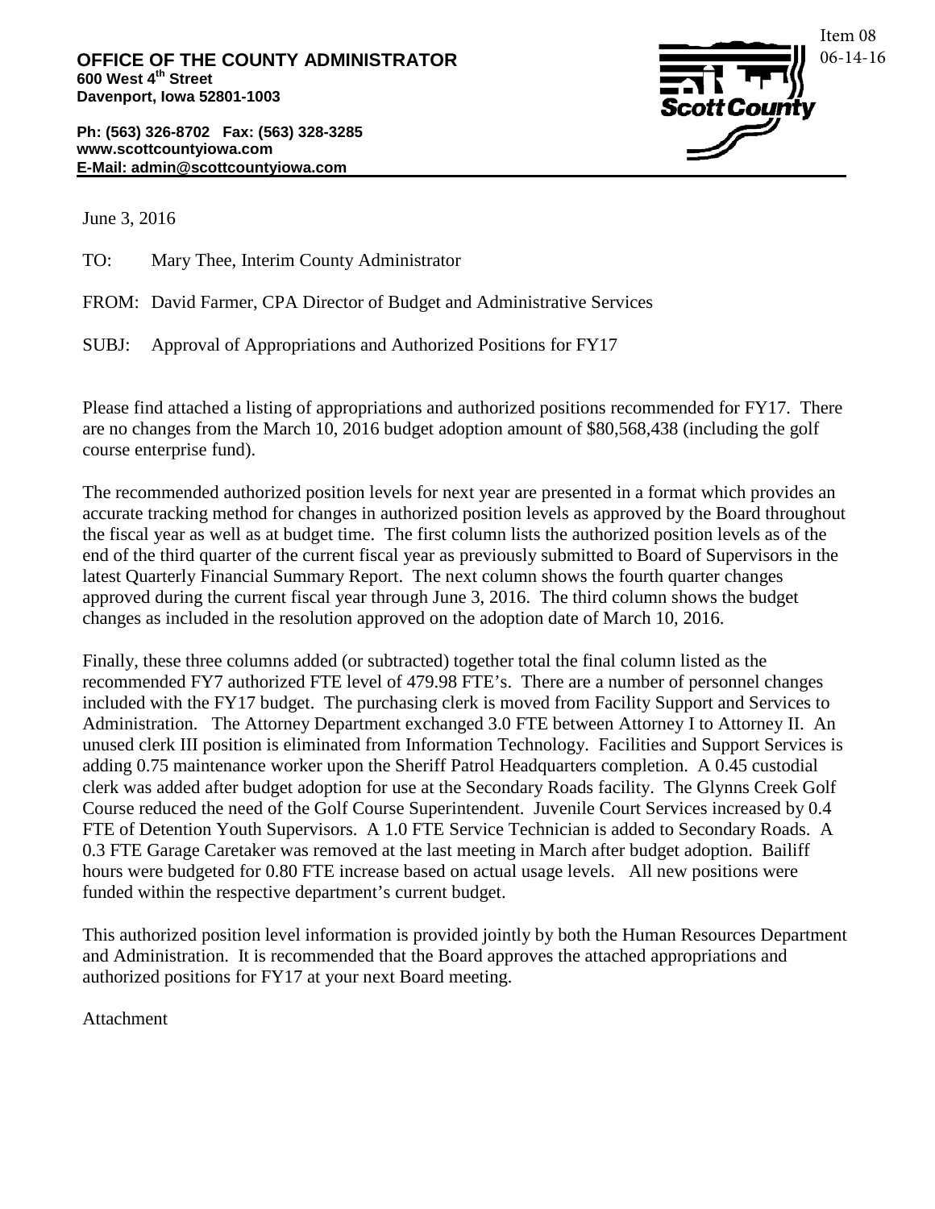Item 08
06-14-16

**OFFICE OF THE COUNTY ADMINISTRATOR**
**600 West 4th Street**
**Davenport, Iowa 52801-1003**

**Ph: (563) 326-8702 Fax: (563) 328-3285**
**www.scottcountyiowa.com**
**E-Mail: admin@scottcountyiowa.com**

Scott County

June 3, 2016

TO: Mary Thee, Interim County Administrator

FROM: David Farmer, CPA Director of Budget and Administrative Services

SUBJ: Approval of Appropriations and Authorized Positions for FY17

Please find attached a listing of appropriations and authorized positions recommended for FY17. There are no changes from the March 10, 2016 budget adoption amount of $80,568,438 (including the golf course enterprise fund).

The recommended authorized position levels for next year are presented in a format which provides an accurate tracking method for changes in authorized position levels as approved by the Board throughout the fiscal year as well as at budget time. The first column lists the authorized position levels as of the end of the third quarter of the current fiscal year as previously submitted to Board of Supervisors in the latest Quarterly Financial Summary Report. The next column shows the fourth quarter changes approved during the current fiscal year through June 3, 2016. The third column shows the budget changes as included in the resolution approved on the adoption date of March 10, 2016.

Finally, these three columns added (or subtracted) together total the final column listed as the recommended FY7 authorized FTE level of 479.98 FTE's. There are a number of personnel changes included with the FY17 budget. The purchasing clerk is moved from Facility Support and Services to Administration. The Attorney Department exchanged 3.0 FTE between Attorney I to Attorney II. An unused clerk III position is eliminated from Information Technology. Facilities and Support Services is adding 0.75 maintenance worker upon the Sheriff Patrol Headquarters completion. A 0.45 custodial clerk was added after budget adoption for use at the Secondary Roads facility. The Glynns Creek Golf Course reduced the need of the Golf Course Superintendent. Juvenile Court Services increased by 0.4 FTE of Detention Youth Supervisors. A 1.0 FTE Service Technician is added to Secondary Roads. A 0.3 FTE Garage Caretaker was removed at the last meeting in March after budget adoption. Bailiff hours were budgeted for 0.80 FTE increase based on actual usage levels. All new positions were funded within the respective department's current budget.

This authorized position level information is provided jointly by both the Human Resources Department and Administration. It is recommended that the Board approves the attached appropriations and authorized positions for FY17 at your next Board meeting.

Attachment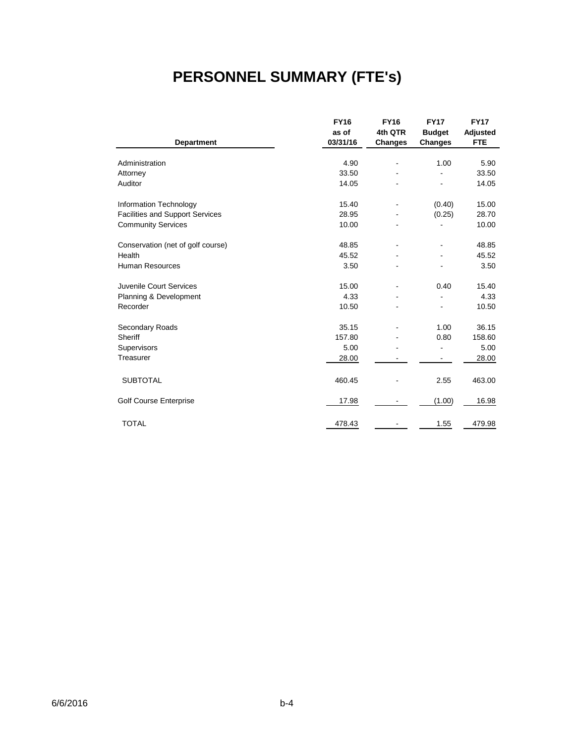# PERSONNEL SUMMARY (FTE's)

| Department | FY16 as of 03/31/16 | FY16 4th QTR Changes | FY17 Budget Changes | FY17 Adjusted FTE |
|---|---|---|---|---|
| Administration | 4.90 | - | 1.00 | 5.90 |
| Attorney | 33.50 | - | - | 33.50 |
| Auditor | 14.05 | - | - | 14.05 |
| Information Technology | 15.40 | - | (0.40) | 15.00 |
| Facilities and Support Services | 28.95 | - | (0.25) | 28.70 |
| Community Services | 10.00 | - | - | 10.00 |
| Conservation (net of golf course) | 48.85 | - | - | 48.85 |
| Health | 45.52 | - | - | 45.52 |
| Human Resources | 3.50 | - | - | 3.50 |
| Juvenile Court Services | 15.00 | - | 0.40 | 15.40 |
| Planning & Development | 4.33 | - | - | 4.33 |
| Recorder | 10.50 | - | - | 10.50 |
| Secondary Roads | 35.15 | - | 1.00 | 36.15 |
| Sheriff | 157.80 | - | 0.80 | 158.60 |
| Supervisors | 5.00 | - | - | 5.00 |
| Treasurer | 28.00 | - | - | 28.00 |
| SUBTOTAL | 460.45 | - | 2.55 | 463.00 |
| Golf Course Enterprise | 17.98 | - | (1.00) | 16.98 |
| TOTAL | 478.43 | - | 1.55 | 479.98 |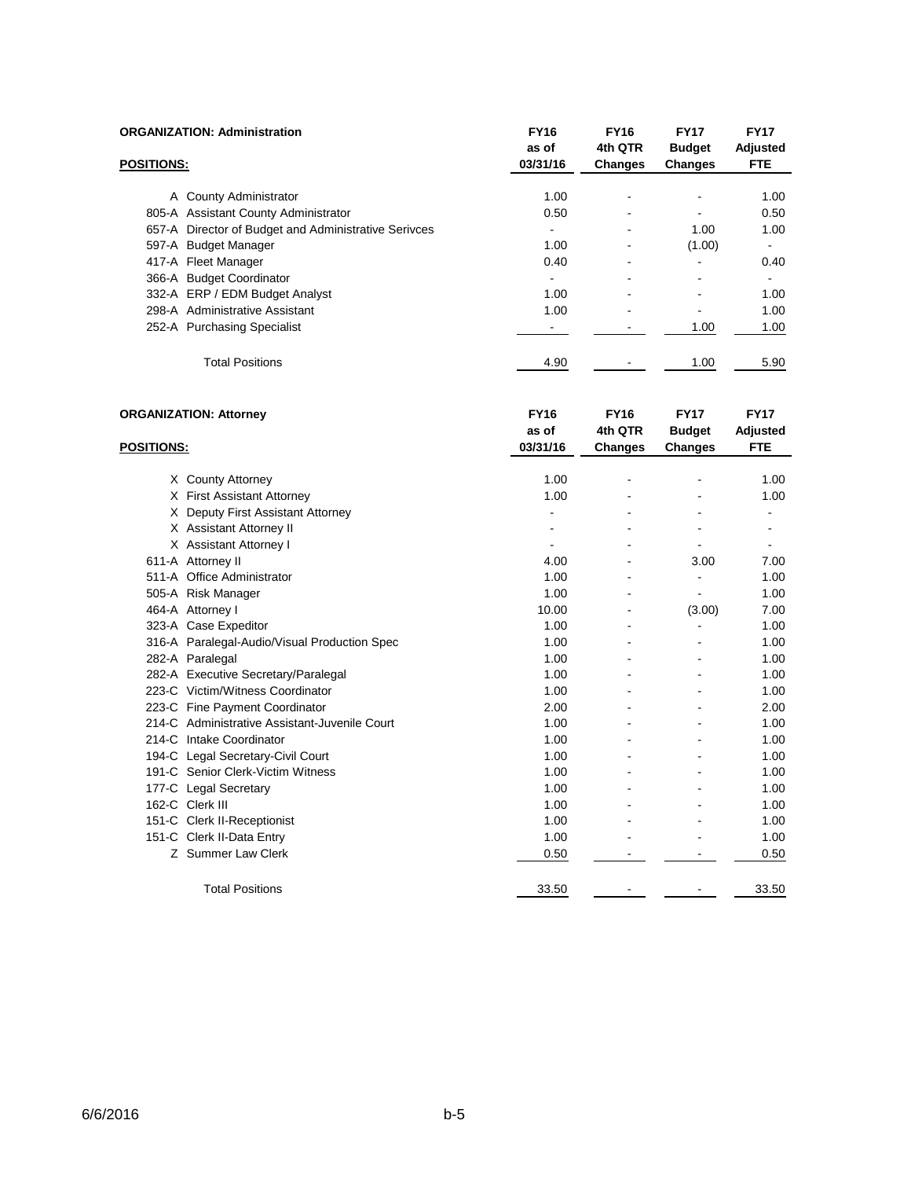**ORGANIZATION: Administration**

| POSITIONS: | | FY16 as of 03/31/16 | FY16 4th QTR Changes | FY17 Budget Changes | FY17 Adjusted FTE |
|---|---|---|---|---|---|
| A | County Administrator | 1.00 | - | - | 1.00 |
| 805-A | Assistant County Administrator | 0.50 | - | - | 0.50 |
| 657-A | Director of Budget and Administrative Serivces | - | - | 1.00 | 1.00 |
| 597-A | Budget Manager | 1.00 | - | (1.00) | - |
| 417-A | Fleet Manager | 0.40 | - | - | 0.40 |
| 366-A | Budget Coordinator | - | - | - | - |
| 332-A | ERP / EDM Budget Analyst | 1.00 | - | - | 1.00 |
| 298-A | Administrative Assistant | 1.00 | - | - | 1.00 |
| 252-A | Purchasing Specialist | - | - | 1.00 | 1.00 |
| | Total Positions | 4.90 | - | 1.00 | 5.90 |

**ORGANIZATION: Attorney**

| POSITIONS: | | FY16 as of 03/31/16 | FY16 4th QTR Changes | FY17 Budget Changes | FY17 Adjusted FTE |
|---|---|---|---|---|---|
| X | County Attorney | 1.00 | - | - | 1.00 |
| X | First Assistant Attorney | 1.00 | - | - | 1.00 |
| X | Deputy First Assistant Attorney | - | - | - | - |
| X | Assistant Attorney II | - | - | - | - |
| X | Assistant Attorney I | - | - | - | - |
| 611-A | Attorney II | 4.00 | - | 3.00 | 7.00 |
| 511-A | Office Administrator | 1.00 | - | - | 1.00 |
| 505-A | Risk Manager | 1.00 | - | - | 1.00 |
| 464-A | Attorney I | 10.00 | - | (3.00) | 7.00 |
| 323-A | Case Expeditor | 1.00 | - | - | 1.00 |
| 316-A | Paralegal-Audio/Visual Production Spec | 1.00 | - | - | 1.00 |
| 282-A | Paralegal | 1.00 | - | - | 1.00 |
| 282-A | Executive Secretary/Paralegal | 1.00 | - | - | 1.00 |
| 223-C | Victim/Witness Coordinator | 1.00 | - | - | 1.00 |
| 223-C | Fine Payment Coordinator | 2.00 | - | - | 2.00 |
| 214-C | Administrative Assistant-Juvenile Court | 1.00 | - | - | 1.00 |
| 214-C | Intake Coordinator | 1.00 | - | - | 1.00 |
| 194-C | Legal Secretary-Civil Court | 1.00 | - | - | 1.00 |
| 191-C | Senior Clerk-Victim Witness | 1.00 | - | - | 1.00 |
| 177-C | Legal Secretary | 1.00 | - | - | 1.00 |
| 162-C | Clerk III | 1.00 | - | - | 1.00 |
| 151-C | Clerk II-Receptionist | 1.00 | - | - | 1.00 |
| 151-C | Clerk II-Data Entry | 1.00 | - | - | 1.00 |
| Z | Summer Law Clerk | 0.50 | - | - | 0.50 |
| | Total Positions | 33.50 | - | - | 33.50 |

6/6/2016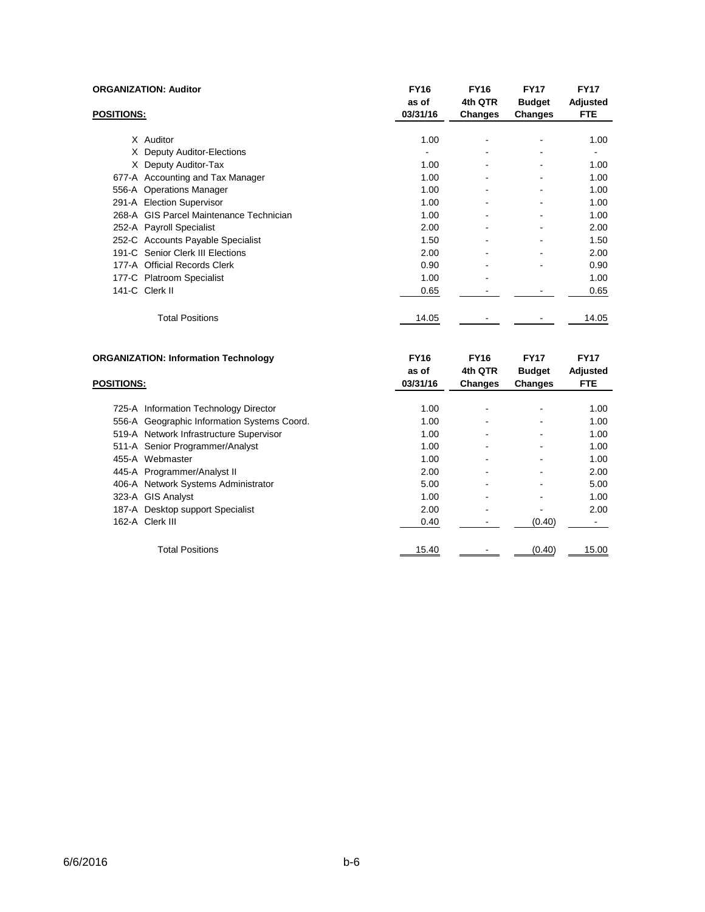**ORGANIZATION: Auditor**

| POSITIONS: | | FY16 as of 03/31/16 | FY16 4th QTR Changes | FY17 Budget Changes | FY17 Adjusted FTE |
|---|---|---|---|---|---|
| X | Auditor | 1.00 | - | - | 1.00 |
| X | Deputy Auditor-Elections | - | - | - | - |
| X | Deputy Auditor-Tax | 1.00 | - | - | 1.00 |
| 677-A | Accounting and Tax Manager | 1.00 | - | - | 1.00 |
| 556-A | Operations Manager | 1.00 | - | - | 1.00 |
| 291-A | Election Supervisor | 1.00 | - | - | 1.00 |
| 268-A | GIS Parcel Maintenance Technician | 1.00 | - | - | 1.00 |
| 252-A | Payroll Specialist | 2.00 | - | - | 2.00 |
| 252-C | Accounts Payable Specialist | 1.50 | - | - | 1.50 |
| 191-C | Senior Clerk III Elections | 2.00 | - | - | 2.00 |
| 177-A | Official Records Clerk | 0.90 | - | - | 0.90 |
| 177-C | Platroom Specialist | 1.00 | - | | 1.00 |
| 141-C | Clerk II | 0.65 | - | - | 0.65 |
| | Total Positions | 14.05 | - | - | 14.05 |

**ORGANIZATION: Information Technology**

| POSITIONS: | | FY16 as of 03/31/16 | FY16 4th QTR Changes | FY17 Budget Changes | FY17 Adjusted FTE |
|---|---|---|---|---|---|
| 725-A | Information Technology Director | 1.00 | - | - | 1.00 |
| 556-A | Geographic Information Systems Coord. | 1.00 | - | - | 1.00 |
| 519-A | Network Infrastructure Supervisor | 1.00 | - | - | 1.00 |
| 511-A | Senior Programmer/Analyst | 1.00 | - | - | 1.00 |
| 455-A | Webmaster | 1.00 | - | - | 1.00 |
| 445-A | Programmer/Analyst II | 2.00 | - | - | 2.00 |
| 406-A | Network Systems Administrator | 5.00 | - | - | 5.00 |
| 323-A | GIS Analyst | 1.00 | - | - | 1.00 |
| 187-A | Desktop support Specialist | 2.00 | - | - | 2.00 |
| 162-A | Clerk III | 0.40 | - | (0.40) | - |
| | Total Positions | 15.40 | - | (0.40) | 15.00 |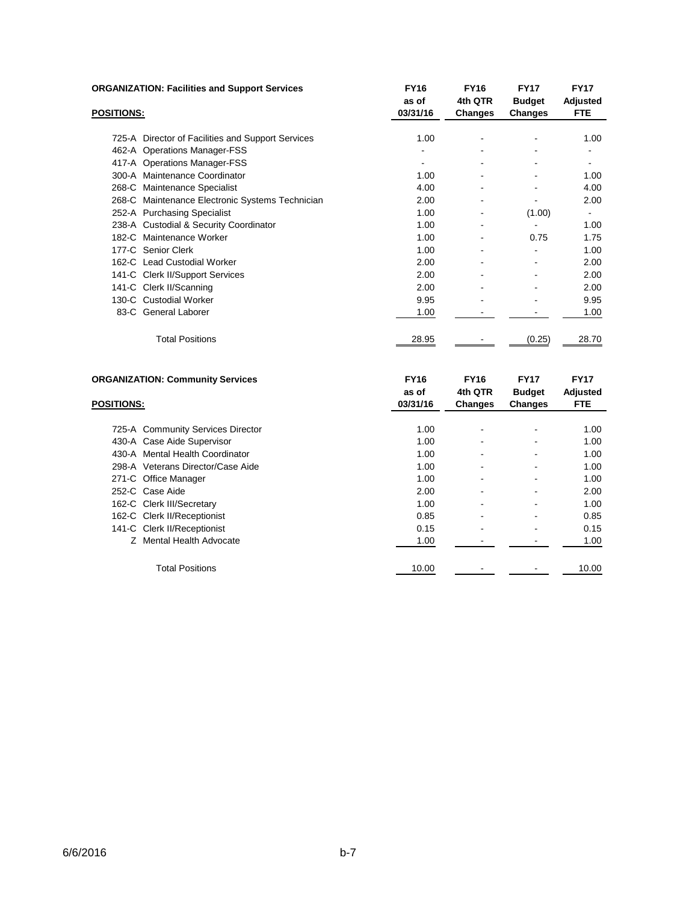**ORGANIZATION: Facilities and Support Services**

| POSITIONS: | | FY16 as of 03/31/16 | FY16 4th QTR Changes | FY17 Budget Changes | FY17 Adjusted FTE |
|---|---|---|---|---|---|
| 725-A | Director of Facilities and Support Services | 1.00 | - | - | 1.00 |
| 462-A | Operations Manager-FSS | - | - | - | - |
| 417-A | Operations Manager-FSS | - | - | - | - |
| 300-A | Maintenance Coordinator | 1.00 | - | - | 1.00 |
| 268-C | Maintenance Specialist | 4.00 | - | - | 4.00 |
| 268-C | Maintenance Electronic Systems Technician | 2.00 | - | - | 2.00 |
| 252-A | Purchasing Specialist | 1.00 | - | (1.00) | - |
| 238-A | Custodial & Security Coordinator | 1.00 | - | - | 1.00 |
| 182-C | Maintenance Worker | 1.00 | - | 0.75 | 1.75 |
| 177-C | Senior Clerk | 1.00 | - | - | 1.00 |
| 162-C | Lead Custodial Worker | 2.00 | - | - | 2.00 |
| 141-C | Clerk II/Support Services | 2.00 | - | - | 2.00 |
| 141-C | Clerk II/Scanning | 2.00 | - | - | 2.00 |
| 130-C | Custodial Worker | 9.95 | - | - | 9.95 |
| 83-C | General Laborer | 1.00 | - | - | 1.00 |
| | Total Positions | 28.95 | - | (0.25) | 28.70 |

**ORGANIZATION: Community Services**

| POSITIONS: | | FY16 as of 03/31/16 | FY16 4th QTR Changes | FY17 Budget Changes | FY17 Adjusted FTE |
|---|---|---|---|---|---|
| 725-A | Community Services Director | 1.00 | - | - | 1.00 |
| 430-A | Case Aide Supervisor | 1.00 | - | - | 1.00 |
| 430-A | Mental Health Coordinator | 1.00 | - | - | 1.00 |
| 298-A | Veterans Director/Case Aide | 1.00 | - | - | 1.00 |
| 271-C | Office Manager | 1.00 | - | - | 1.00 |
| 252-C | Case Aide | 2.00 | - | - | 2.00 |
| 162-C | Clerk III/Secretary | 1.00 | - | - | 1.00 |
| 162-C | Clerk II/Receptionist | 0.85 | - | - | 0.85 |
| 141-C | Clerk II/Receptionist | 0.15 | - | - | 0.15 |
| Z | Mental Health Advocate | 1.00 | - | - | 1.00 |
| | Total Positions | 10.00 | - | - | 10.00 |

6/6/2016 b-7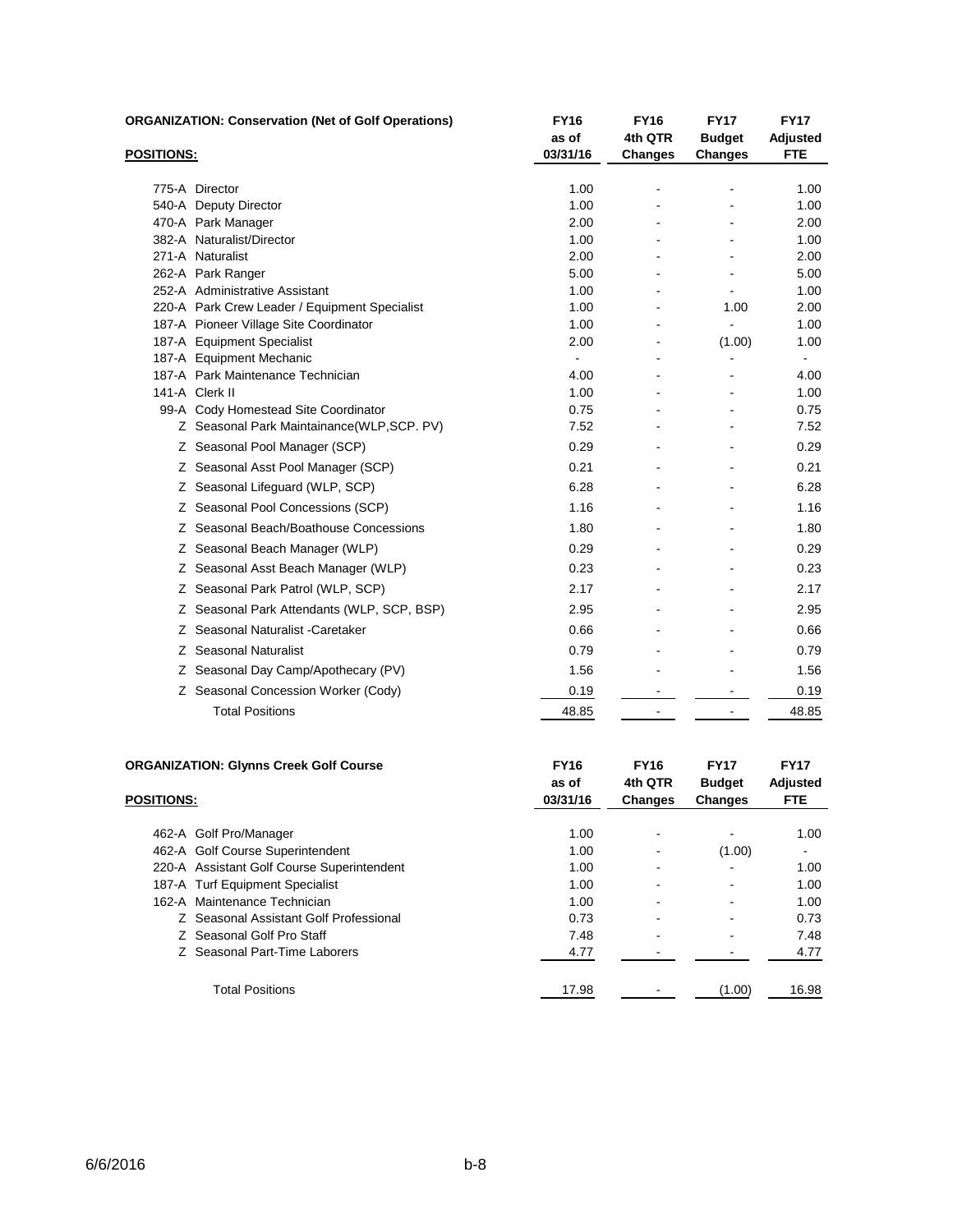**ORGANIZATION: Conservation (Net of Golf Operations)**

| POSITIONS: | FY16 as of 03/31/16 | FY16 4th QTR Changes | FY17 Budget Changes | FY17 Adjusted FTE |
|---|---|---|---|---|
| 775-A Director | 1.00 | - | - | 1.00 |
| 540-A Deputy Director | 1.00 | - | - | 1.00 |
| 470-A Park Manager | 2.00 | - | - | 2.00 |
| 382-A Naturalist/Director | 1.00 | - | - | 1.00 |
| 271-A Naturalist | 2.00 | - | - | 2.00 |
| 262-A Park Ranger | 5.00 | - | - | 5.00 |
| 252-A Administrative Assistant | 1.00 | - | - | 1.00 |
| 220-A Park Crew Leader / Equipment Specialist | 1.00 | - | 1.00 | 2.00 |
| 187-A Pioneer Village Site Coordinator | 1.00 | - | - | 1.00 |
| 187-A Equipment Specialist | 2.00 | - | (1.00) | 1.00 |
| 187-A Equipment Mechanic | - | - | - | - |
| 187-A Park Maintenance Technician | 4.00 | - | - | 4.00 |
| 141-A Clerk II | 1.00 | - | - | 1.00 |
| 99-A Cody Homestead Site Coordinator | 0.75 | - | - | 0.75 |
| Z Seasonal Park Maintainance(WLP,SCP. PV) | 7.52 | - | - | 7.52 |
| Z Seasonal Pool Manager (SCP) | 0.29 | - | - | 0.29 |
| Z Seasonal Asst Pool Manager (SCP) | 0.21 | - | - | 0.21 |
| Z Seasonal Lifeguard (WLP, SCP) | 6.28 | - | - | 6.28 |
| Z Seasonal Pool Concessions (SCP) | 1.16 | - | - | 1.16 |
| Z Seasonal Beach/Boathouse Concessions | 1.80 | - | - | 1.80 |
| Z Seasonal Beach Manager (WLP) | 0.29 | - | - | 0.29 |
| Z Seasonal Asst Beach Manager (WLP) | 0.23 | - | - | 0.23 |
| Z Seasonal Park Patrol (WLP, SCP) | 2.17 | - | - | 2.17 |
| Z Seasonal Park Attendants (WLP, SCP, BSP) | 2.95 | - | - | 2.95 |
| Z Seasonal Naturalist -Caretaker | 0.66 | - | - | 0.66 |
| Z Seasonal Naturalist | 0.79 | - | - | 0.79 |
| Z Seasonal Day Camp/Apothecary (PV) | 1.56 | - | - | 1.56 |
| Z Seasonal Concession Worker (Cody) | 0.19 | - | - | 0.19 |
| Total Positions | 48.85 | - | - | 48.85 |

**ORGANIZATION: Glynns Creek Golf Course**

| POSITIONS: | FY16 as of 03/31/16 | FY16 4th QTR Changes | FY17 Budget Changes | FY17 Adjusted FTE |
|---|---|---|---|---|
| 462-A Golf Pro/Manager | 1.00 | - | - | 1.00 |
| 462-A Golf Course Superintendent | 1.00 | - | (1.00) | - |
| 220-A Assistant Golf Course Superintendent | 1.00 | - | - | 1.00 |
| 187-A Turf Equipment Specialist | 1.00 | - | - | 1.00 |
| 162-A Maintenance Technician | 1.00 | - | - | 1.00 |
| Z Seasonal Assistant Golf Professional | 0.73 | - | - | 0.73 |
| Z Seasonal Golf Pro Staff | 7.48 | - | - | 7.48 |
| Z Seasonal Part-Time Laborers | 4.77 | - | - | 4.77 |
| Total Positions | 17.98 | - | (1.00) | 16.98 |

6/6/2016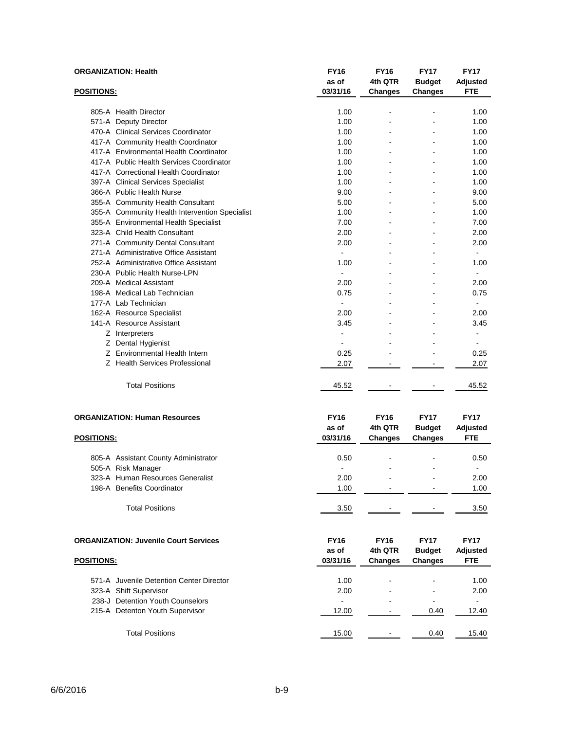**ORGANIZATION: Health**

| POSITIONS: | FY16 as of 03/31/16 | FY16 4th QTR Changes | FY17 Budget Changes | FY17 Adjusted FTE |
|---|---|---|---|---|
| 805-A Health Director | 1.00 | - | - | 1.00 |
| 571-A Deputy Director | 1.00 | - | - | 1.00 |
| 470-A Clinical Services Coordinator | 1.00 | - | - | 1.00 |
| 417-A Community Health Coordinator | 1.00 | - | - | 1.00 |
| 417-A Environmental Health Coordinator | 1.00 | - | - | 1.00 |
| 417-A Public Health Services Coordinator | 1.00 | - | - | 1.00 |
| 417-A Correctional Health Coordinator | 1.00 | - | - | 1.00 |
| 397-A Clinical Services Specialist | 1.00 | - | - | 1.00 |
| 366-A Public Health Nurse | 9.00 | - | - | 9.00 |
| 355-A Community Health Consultant | 5.00 | - | - | 5.00 |
| 355-A Community Health Intervention Specialist | 1.00 | - | - | 1.00 |
| 355-A Environmental Health Specialist | 7.00 | - | - | 7.00 |
| 323-A Child Health Consultant | 2.00 | - | - | 2.00 |
| 271-A Community Dental Consultant | 2.00 | - | - | 2.00 |
| 271-A Administrative Office Assistant | - | - | - | - |
| 252-A Administrative Office Assistant | 1.00 | - | - | 1.00 |
| 230-A Public Health Nurse-LPN | - | - | - | - |
| 209-A Medical Assistant | 2.00 | - | - | 2.00 |
| 198-A Medical Lab Technician | 0.75 | - | - | 0.75 |
| 177-A Lab Technician | - | - | - | - |
| 162-A Resource Specialist | 2.00 | - | - | 2.00 |
| 141-A Resource Assistant | 3.45 | - | - | 3.45 |
| Z Interpreters | - | - | - | - |
| Z Dental Hygienist | - | - | - | - |
| Z Environmental Health Intern | 0.25 | - | - | 0.25 |
| Z Health Services Professional | 2.07 | - | - | 2.07 |
| Total Positions | 45.52 | - | - | 45.52 |

**ORGANIZATION: Human Resources**

| POSITIONS: | FY16 as of 03/31/16 | FY16 4th QTR Changes | FY17 Budget Changes | FY17 Adjusted FTE |
|---|---|---|---|---|
| 805-A Assistant County Administrator | 0.50 | - | - | 0.50 |
| 505-A Risk Manager | - | - | - | - |
| 323-A Human Resources Generalist | 2.00 | - | - | 2.00 |
| 198-A Benefits Coordinator | 1.00 | - | - | 1.00 |
| Total Positions | 3.50 | - | - | 3.50 |

**ORGANIZATION: Juvenile Court Services**

| POSITIONS: | FY16 as of 03/31/16 | FY16 4th QTR Changes | FY17 Budget Changes | FY17 Adjusted FTE |
|---|---|---|---|---|
| 571-A Juvenile Detention Center Director | 1.00 | - | - | 1.00 |
| 323-A Shift Supervisor | 2.00 | - | - | 2.00 |
| 238-J Detention Youth Counselors | - | - | - | - |
| 215-A Detenton Youth Supervisor | 12.00 | - | 0.40 | 12.40 |
| Total Positions | 15.00 | - | 0.40 | 15.40 |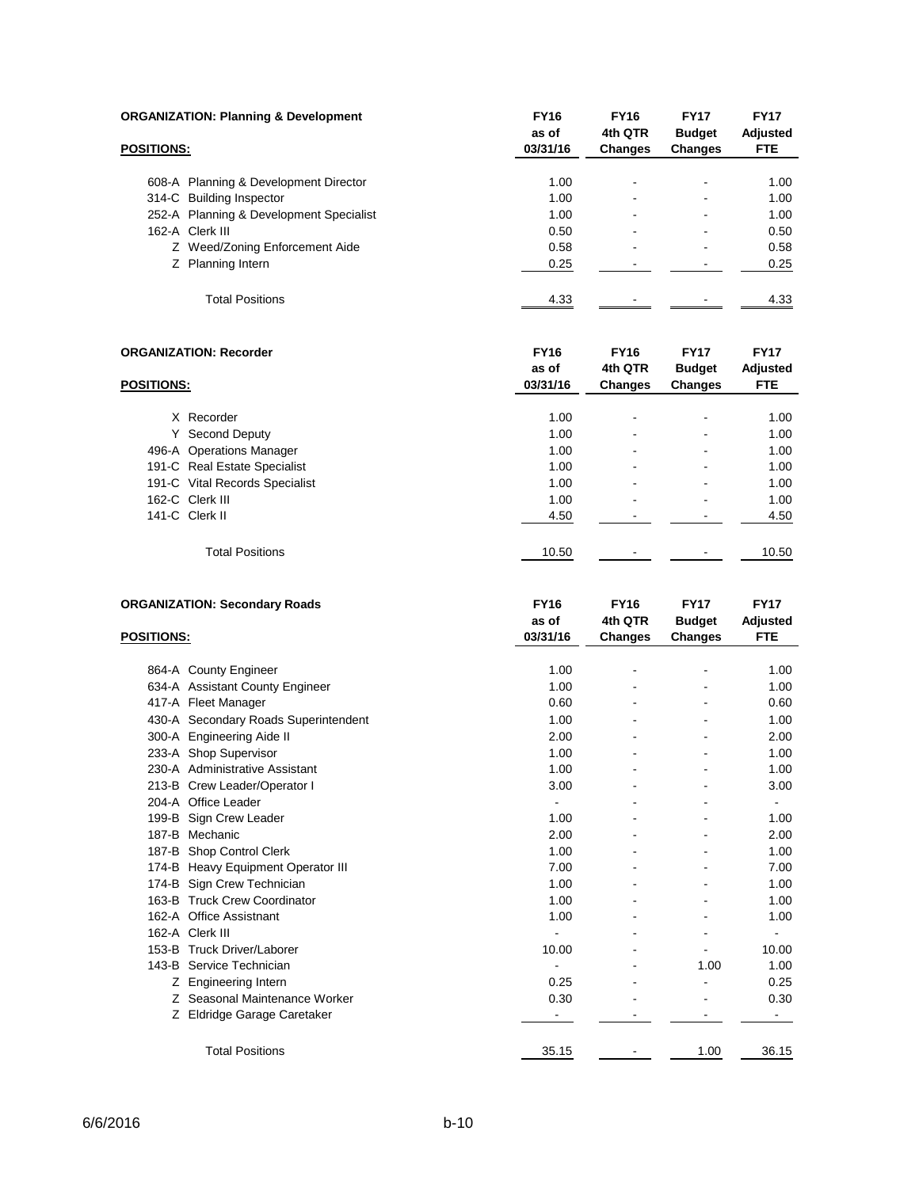**ORGANIZATION: Planning & Development**

| POSITIONS: | FY16 as of 03/31/16 | FY16 4th QTR Changes | FY17 Budget Changes | FY17 Adjusted FTE |
|---|---|---|---|---|
| 608-A Planning & Development Director | 1.00 | - | - | 1.00 |
| 314-C Building Inspector | 1.00 | - | - | 1.00 |
| 252-A Planning & Development Specialist | 1.00 | - | - | 1.00 |
| 162-A Clerk III | 0.50 | - | - | 0.50 |
| Z Weed/Zoning Enforcement Aide | 0.58 | - | - | 0.58 |
| Z Planning Intern | 0.25 | - | - | 0.25 |
| Total Positions | 4.33 | - | - | 4.33 |

**ORGANIZATION: Recorder**

| POSITIONS: | FY16 as of 03/31/16 | FY16 4th QTR Changes | FY17 Budget Changes | FY17 Adjusted FTE |
|---|---|---|---|---|
| X Recorder | 1.00 | - | - | 1.00 |
| Y Second Deputy | 1.00 | - | - | 1.00 |
| 496-A Operations Manager | 1.00 | - | - | 1.00 |
| 191-C Real Estate Specialist | 1.00 | - | - | 1.00 |
| 191-C Vital Records Specialist | 1.00 | - | - | 1.00 |
| 162-C Clerk III | 1.00 | - | - | 1.00 |
| 141-C Clerk II | 4.50 | - | - | 4.50 |
| Total Positions | 10.50 | - | - | 10.50 |

**ORGANIZATION: Secondary Roads**

| POSITIONS: | FY16 as of 03/31/16 | FY16 4th QTR Changes | FY17 Budget Changes | FY17 Adjusted FTE |
|---|---|---|---|---|
| 864-A County Engineer | 1.00 | - | - | 1.00 |
| 634-A Assistant County Engineer | 1.00 | - | - | 1.00 |
| 417-A Fleet Manager | 0.60 | - | - | 0.60 |
| 430-A Secondary Roads Superintendent | 1.00 | - | - | 1.00 |
| 300-A Engineering Aide II | 2.00 | - | - | 2.00 |
| 233-A Shop Supervisor | 1.00 | - | - | 1.00 |
| 230-A Administrative Assistant | 1.00 | - | - | 1.00 |
| 213-B Crew Leader/Operator I | 3.00 | - | - | 3.00 |
| 204-A Office Leader | - | - | - | - |
| 199-B Sign Crew Leader | 1.00 | - | - | 1.00 |
| 187-B Mechanic | 2.00 | - | - | 2.00 |
| 187-B Shop Control Clerk | 1.00 | - | - | 1.00 |
| 174-B Heavy Equipment Operator III | 7.00 | - | - | 7.00 |
| 174-B Sign Crew Technician | 1.00 | - | - | 1.00 |
| 163-B Truck Crew Coordinator | 1.00 | - | - | 1.00 |
| 162-A Office Assistnant | 1.00 | - | - | 1.00 |
| 162-A Clerk III | - | - | - | - |
| 153-B Truck Driver/Laborer | 10.00 | - | - | 10.00 |
| 143-B Service Technician | - | - | 1.00 | 1.00 |
| Z Engineering Intern | 0.25 | - | - | 0.25 |
| Z Seasonal Maintenance Worker | 0.30 | - | - | 0.30 |
| Z Eldridge Garage Caretaker | - | - | - | - |
| Total Positions | 35.15 | - | 1.00 | 36.15 |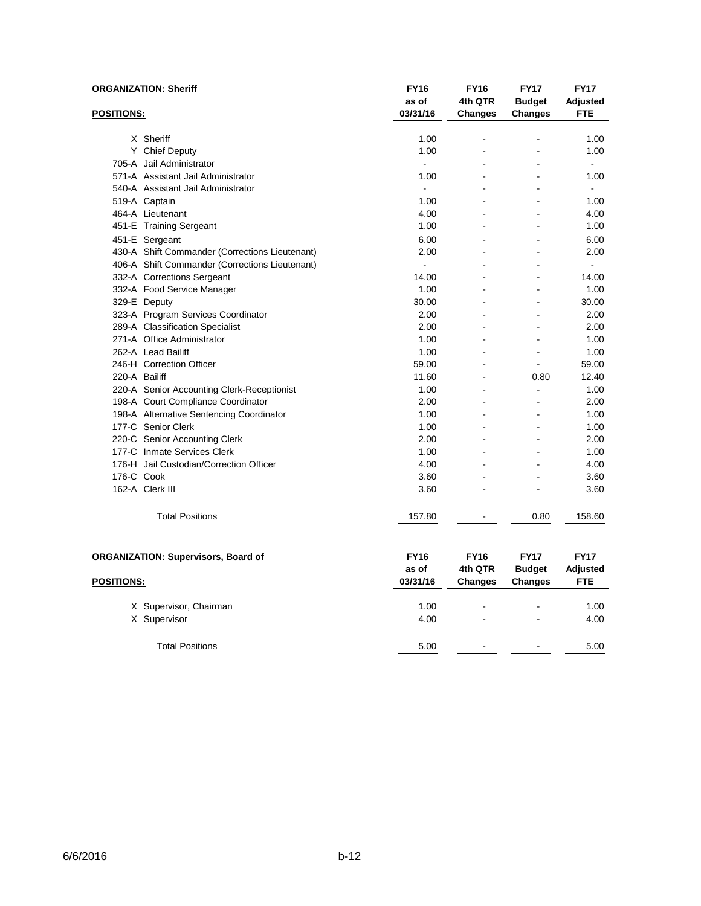**ORGANIZATION: Sheriff**

| POSITIONS: | | FY16 as of 03/31/16 | FY16 4th QTR Changes | FY17 Budget Changes | FY17 Adjusted FTE |
|---|---|---|---|---|---|
| X | Sheriff | 1.00 | - | - | 1.00 |
| Y | Chief Deputy | 1.00 | - | - | 1.00 |
| 705-A | Jail Administrator | - | - | - | - |
| 571-A | Assistant Jail Administrator | 1.00 | - | - | 1.00 |
| 540-A | Assistant Jail Administrator | - | - | - | - |
| 519-A | Captain | 1.00 | - | - | 1.00 |
| 464-A | Lieutenant | 4.00 | - | - | 4.00 |
| 451-E | Training Sergeant | 1.00 | - | - | 1.00 |
| 451-E | Sergeant | 6.00 | - | - | 6.00 |
| 430-A | Shift Commander (Corrections Lieutenant) | 2.00 | - | - | 2.00 |
| 406-A | Shift Commander (Corrections Lieutenant) | - | - | - | - |
| 332-A | Corrections Sergeant | 14.00 | - | - | 14.00 |
| 332-A | Food Service Manager | 1.00 | - | - | 1.00 |
| 329-E | Deputy | 30.00 | - | - | 30.00 |
| 323-A | Program Services Coordinator | 2.00 | - | - | 2.00 |
| 289-A | Classification Specialist | 2.00 | - | - | 2.00 |
| 271-A | Office Administrator | 1.00 | - | - | 1.00 |
| 262-A | Lead Bailiff | 1.00 | - | - | 1.00 |
| 246-H | Correction Officer | 59.00 | - | - | 59.00 |
| 220-A | Bailiff | 11.60 | - | 0.80 | 12.40 |
| 220-A | Senior Accounting Clerk-Receptionist | 1.00 | - | - | 1.00 |
| 198-A | Court Compliance Coordinator | 2.00 | - | - | 2.00 |
| 198-A | Alternative Sentencing Coordinator | 1.00 | - | - | 1.00 |
| 177-C | Senior Clerk | 1.00 | - | - | 1.00 |
| 220-C | Senior Accounting Clerk | 2.00 | - | - | 2.00 |
| 177-C | Inmate Services Clerk | 1.00 | - | - | 1.00 |
| 176-H | Jail Custodian/Correction Officer | 4.00 | - | - | 4.00 |
| 176-C | Cook | 3.60 | - | - | 3.60 |
| 162-A | Clerk III | 3.60 | - | - | 3.60 |
| | Total Positions | 157.80 | - | 0.80 | 158.60 |

**ORGANIZATION: Supervisors, Board of**

| POSITIONS: | | FY16 as of 03/31/16 | FY16 4th QTR Changes | FY17 Budget Changes | FY17 Adjusted FTE |
|---|---|---|---|---|---|
| X | Supervisor, Chairman | 1.00 | - | - | 1.00 |
| X | Supervisor | 4.00 | - | - | 4.00 |
| | Total Positions | 5.00 | - | - | 5.00 |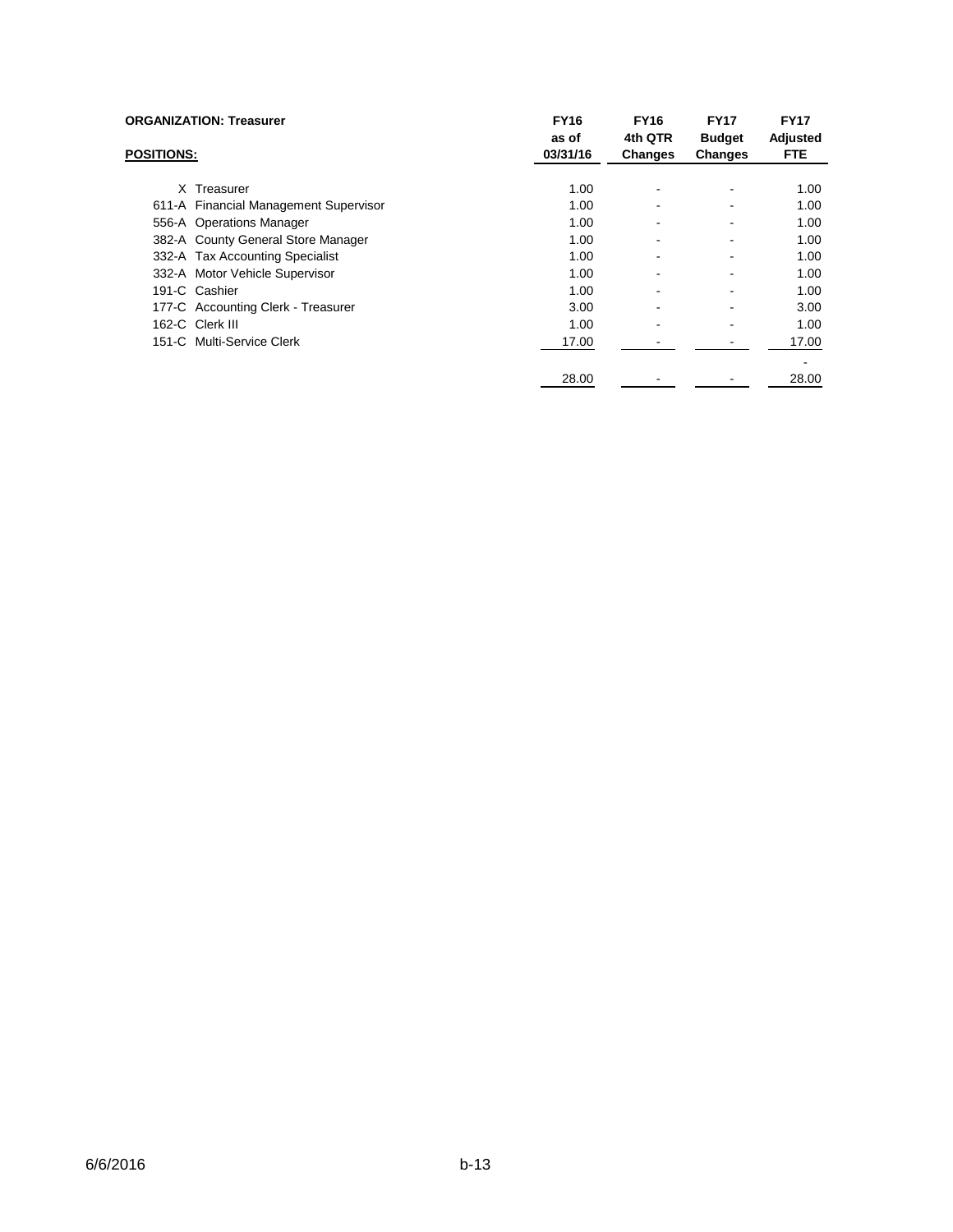**ORGANIZATION: Treasurer**

| **POSITIONS:** | **FY16 as of 03/31/16** | **FY16 4th QTR Changes** | **FY17 Budget Changes** | **FY17 Adjusted FTE** |
|---|---|---|---|---|
| X Treasurer | 1.00 | - | - | 1.00 |
| 611-A Financial Management Supervisor | 1.00 | - | - | 1.00 |
| 556-A Operations Manager | 1.00 | - | - | 1.00 |
| 382-A County General Store Manager | 1.00 | - | - | 1.00 |
| 332-A Tax Accounting Specialist | 1.00 | - | - | 1.00 |
| 332-A Motor Vehicle Supervisor | 1.00 | - | - | 1.00 |
| 191-C Cashier | 1.00 | - | - | 1.00 |
| 177-C Accounting Clerk - Treasurer | 3.00 | - | - | 3.00 |
| 162-C Clerk III | 1.00 | - | - | 1.00 |
| 151-C Multi-Service Clerk | 17.00 | - | - | 17.00 |
| | | | | - |
| | 28.00 | - | - | 28.00 |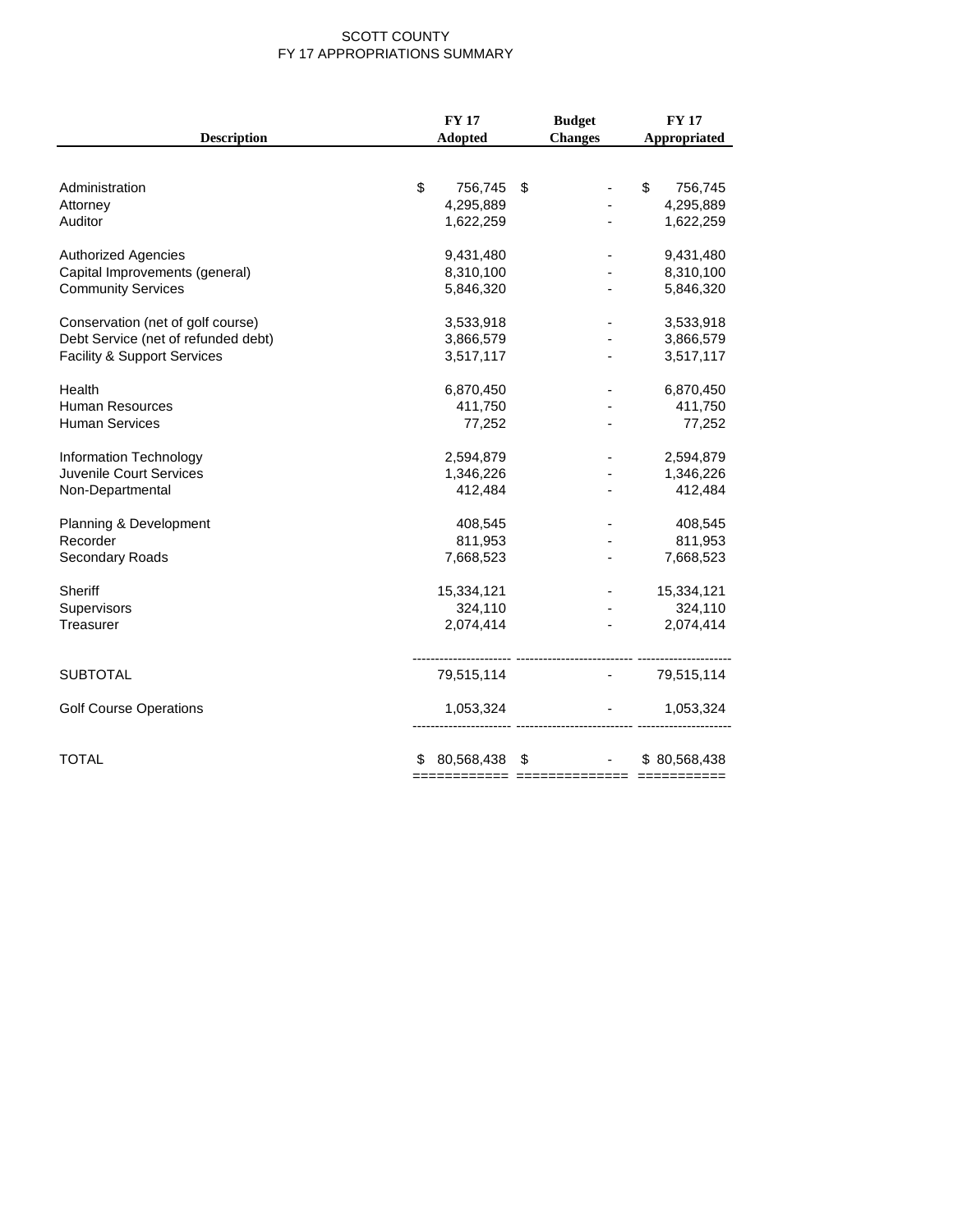SCOTT COUNTY
FY 17 APPROPRIATIONS SUMMARY

| Description | FY 17 Adopted | Budget Changes | FY 17 Appropriated |
|---|---|---|---|
| Administration | $ 756,745 | $ - | $ 756,745 |
| Attorney | 4,295,889 | - | 4,295,889 |
| Auditor | 1,622,259 | - | 1,622,259 |
| Authorized Agencies | 9,431,480 | - | 9,431,480 |
| Capital Improvements (general) | 8,310,100 | - | 8,310,100 |
| Community Services | 5,846,320 | - | 5,846,320 |
| Conservation (net of golf course) | 3,533,918 | - | 3,533,918 |
| Debt Service (net of refunded debt) | 3,866,579 | - | 3,866,579 |
| Facility & Support Services | 3,517,117 | - | 3,517,117 |
| Health | 6,870,450 | - | 6,870,450 |
| Human Resources | 411,750 | - | 411,750 |
| Human Services | 77,252 | - | 77,252 |
| Information Technology | 2,594,879 | - | 2,594,879 |
| Juvenile Court Services | 1,346,226 | - | 1,346,226 |
| Non-Departmental | 412,484 | - | 412,484 |
| Planning & Development | 408,545 | - | 408,545 |
| Recorder | 811,953 | - | 811,953 |
| Secondary Roads | 7,668,523 | - | 7,668,523 |
| Sheriff | 15,334,121 | - | 15,334,121 |
| Supervisors | 324,110 | - | 324,110 |
| Treasurer | 2,074,414 | - | 2,074,414 |
| SUBTOTAL | 79,515,114 | - | 79,515,114 |
| Golf Course Operations | 1,053,324 | - | 1,053,324 |
| TOTAL | $ 80,568,438 | $ - | $ 80,568,438 |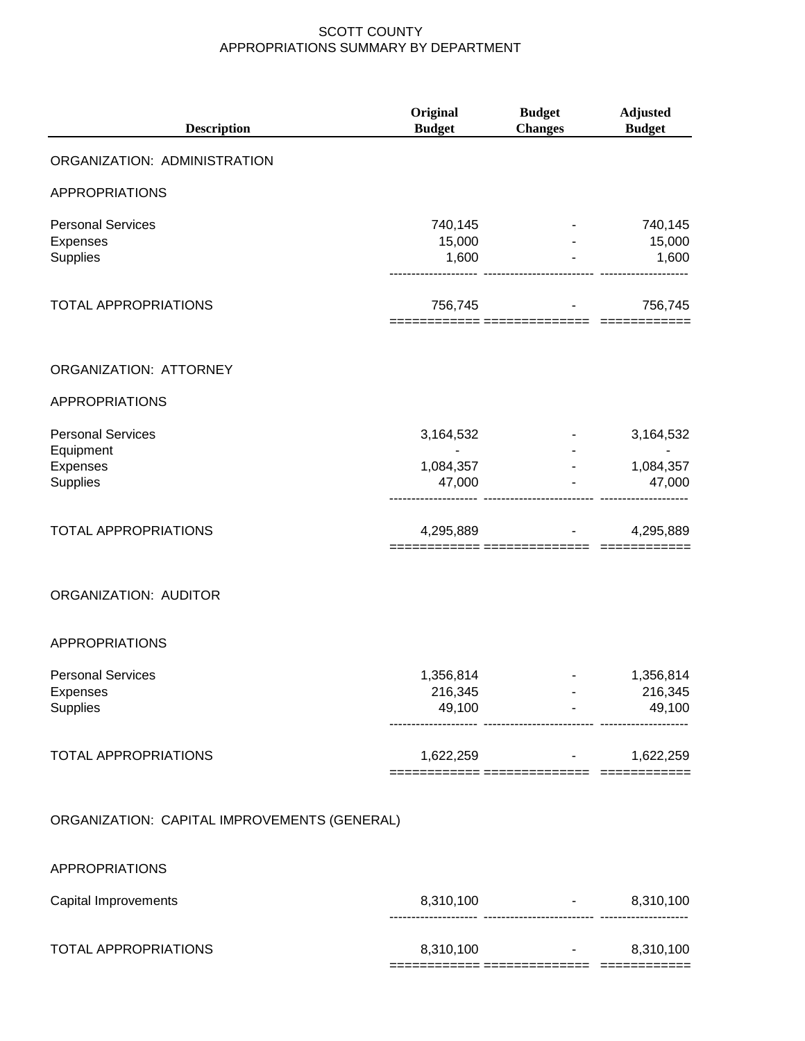# SCOTT COUNTY
## APPROPRIATIONS SUMMARY BY DEPARTMENT

| Description | Original Budget | Budget Changes | Adjusted Budget |
|---|---|---|---|
| **ORGANIZATION: ADMINISTRATION** | | | |
| **APPROPRIATIONS** | | | |
| Personal Services | 740,145 | - | 740,145 |
| Expenses | 15,000 | - | 15,000 |
| Supplies | 1,600 | - | 1,600 |
| TOTAL APPROPRIATIONS | 756,745 | - | 756,745 |
| **ORGANIZATION: ATTORNEY** | | | |
| **APPROPRIATIONS** | | | |
| Personal Services | 3,164,532 | - | 3,164,532 |
| Equipment | - | - | - |
| Expenses | 1,084,357 | - | 1,084,357 |
| Supplies | 47,000 | - | 47,000 |
| TOTAL APPROPRIATIONS | 4,295,889 | - | 4,295,889 |
| **ORGANIZATION: AUDITOR** | | | |
| **APPROPRIATIONS** | | | |
| Personal Services | 1,356,814 | - | 1,356,814 |
| Expenses | 216,345 | - | 216,345 |
| Supplies | 49,100 | - | 49,100 |
| TOTAL APPROPRIATIONS | 1,622,259 | - | 1,622,259 |
| **ORGANIZATION: CAPITAL IMPROVEMENTS (GENERAL)** | | | |
| **APPROPRIATIONS** | | | |
| Capital Improvements | 8,310,100 | - | 8,310,100 |
| TOTAL APPROPRIATIONS | 8,310,100 | - | 8,310,100 |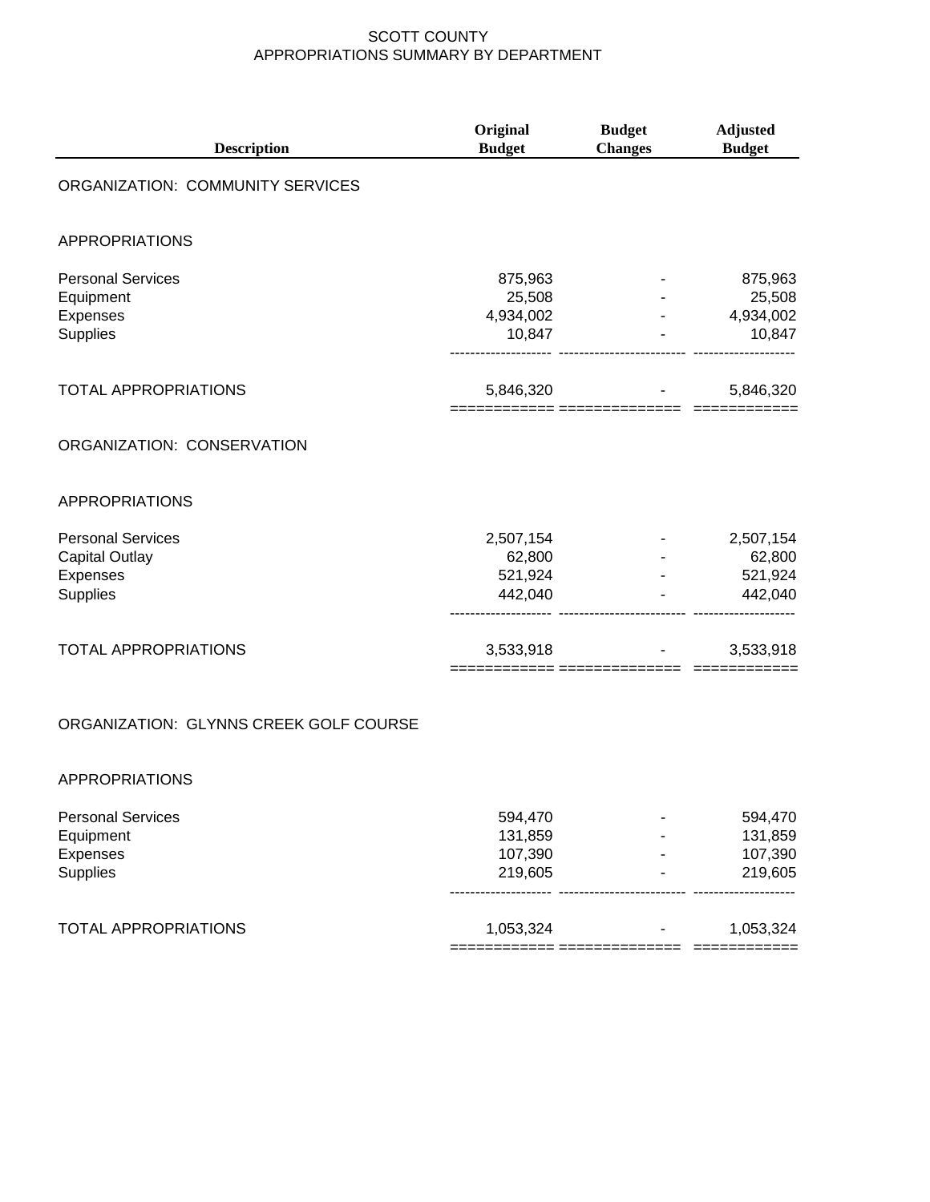# SCOTT COUNTY
## APPROPRIATIONS SUMMARY BY DEPARTMENT

| Description | Original Budget | Budget Changes | Adjusted Budget |
|---|---|---|---|
| **ORGANIZATION: COMMUNITY SERVICES** | | | |
| APPROPRIATIONS | | | |
| Personal Services | 875,963 | - | 875,963 |
| Equipment | 25,508 | - | 25,508 |
| Expenses | 4,934,002 | - | 4,934,002 |
| Supplies | 10,847 | - | 10,847 |
| TOTAL APPROPRIATIONS | 5,846,320 | - | 5,846,320 |
| **ORGANIZATION: CONSERVATION** | | | |
| APPROPRIATIONS | | | |
| Personal Services | 2,507,154 | - | 2,507,154 |
| Capital Outlay | 62,800 | - | 62,800 |
| Expenses | 521,924 | - | 521,924 |
| Supplies | 442,040 | - | 442,040 |
| TOTAL APPROPRIATIONS | 3,533,918 | - | 3,533,918 |
| **ORGANIZATION: GLYNNS CREEK GOLF COURSE** | | | |
| APPROPRIATIONS | | | |
| Personal Services | 594,470 | - | 594,470 |
| Equipment | 131,859 | - | 131,859 |
| Expenses | 107,390 | - | 107,390 |
| Supplies | 219,605 | - | 219,605 |
| TOTAL APPROPRIATIONS | 1,053,324 | - | 1,053,324 |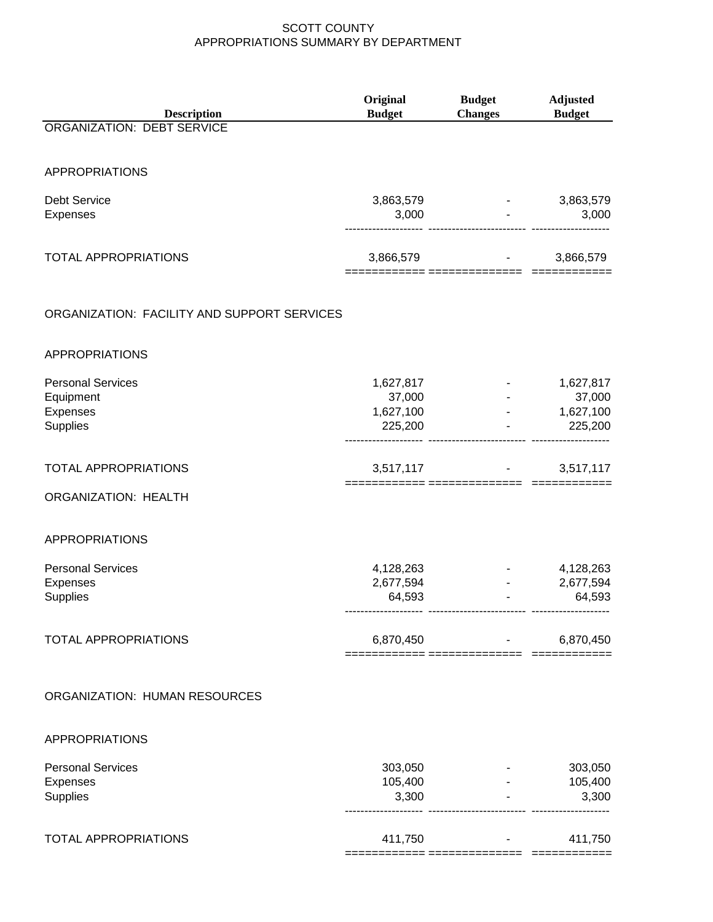SCOTT COUNTY
APPROPRIATIONS SUMMARY BY DEPARTMENT

| Description | Original Budget | Budget Changes | Adjusted Budget |
|---|---|---|---|
| **ORGANIZATION: DEBT SERVICE** | | | |
| APPROPRIATIONS | | | |
| Debt Service | 3,863,579 | - | 3,863,579 |
| Expenses | 3,000 | - | 3,000 |
| TOTAL APPROPRIATIONS | 3,866,579 | - | 3,866,579 |
| **ORGANIZATION: FACILITY AND SUPPORT SERVICES** | | | |
| APPROPRIATIONS | | | |
| Personal Services | 1,627,817 | - | 1,627,817 |
| Equipment | 37,000 | - | 37,000 |
| Expenses | 1,627,100 | - | 1,627,100 |
| Supplies | 225,200 | - | 225,200 |
| TOTAL APPROPRIATIONS | 3,517,117 | - | 3,517,117 |
| **ORGANIZATION: HEALTH** | | | |
| APPROPRIATIONS | | | |
| Personal Services | 4,128,263 | - | 4,128,263 |
| Expenses | 2,677,594 | - | 2,677,594 |
| Supplies | 64,593 | - | 64,593 |
| TOTAL APPROPRIATIONS | 6,870,450 | - | 6,870,450 |
| **ORGANIZATION: HUMAN RESOURCES** | | | |
| APPROPRIATIONS | | | |
| Personal Services | 303,050 | - | 303,050 |
| Expenses | 105,400 | - | 105,400 |
| Supplies | 3,300 | - | 3,300 |
| TOTAL APPROPRIATIONS | 411,750 | - | 411,750 |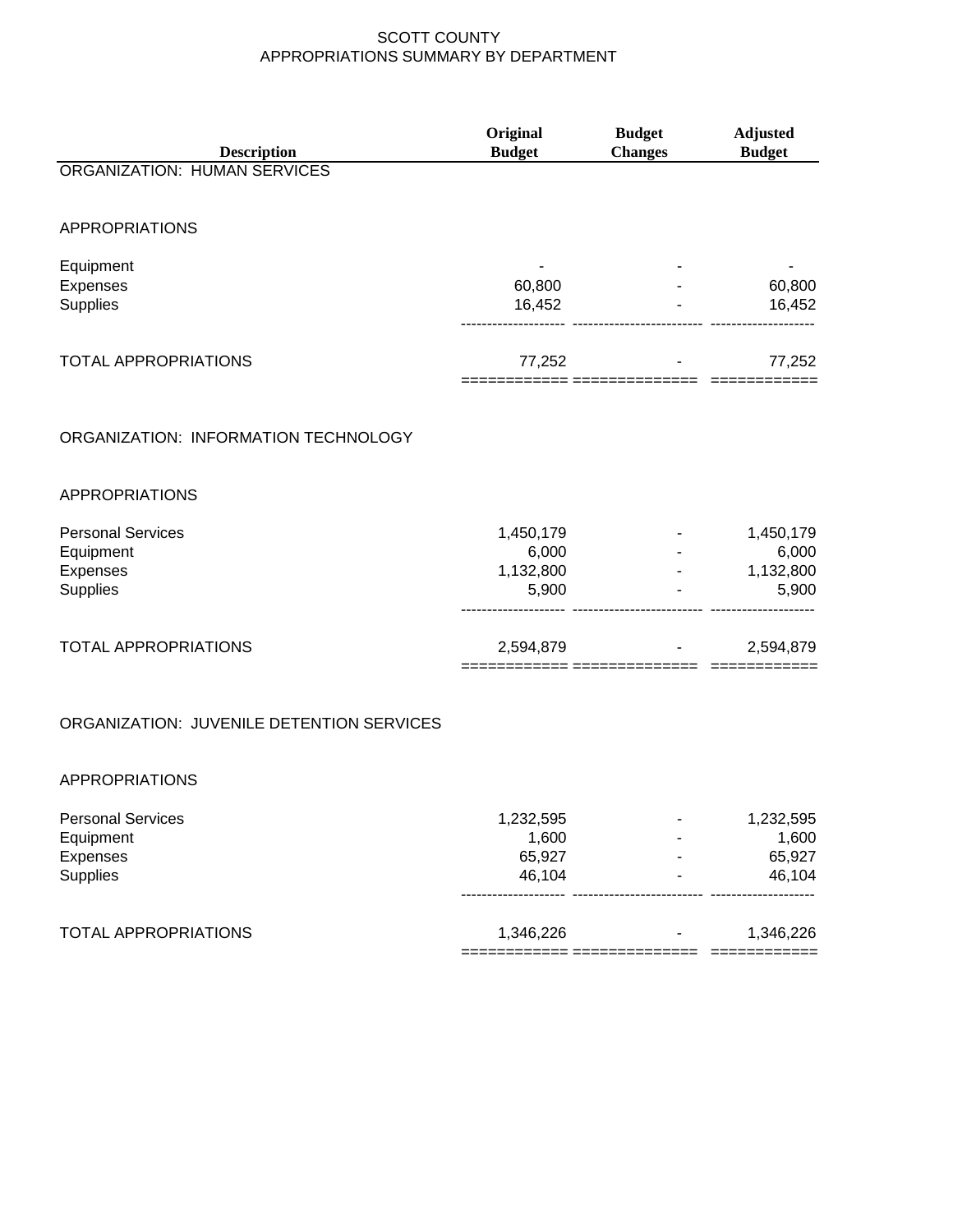# SCOTT COUNTY
## APPROPRIATIONS SUMMARY BY DEPARTMENT

| Description | Original Budget | Budget Changes | Adjusted Budget |
|---|---|---|---|
| **ORGANIZATION: HUMAN SERVICES** | | | |
| APPROPRIATIONS | | | |
| Equipment | - | - | - |
| Expenses | 60,800 | - | 60,800 |
| Supplies | 16,452 | - | 16,452 |
| TOTAL APPROPRIATIONS | 77,252 | - | 77,252 |
| **ORGANIZATION: INFORMATION TECHNOLOGY** | | | |
| APPROPRIATIONS | | | |
| Personal Services | 1,450,179 | - | 1,450,179 |
| Equipment | 6,000 | - | 6,000 |
| Expenses | 1,132,800 | - | 1,132,800 |
| Supplies | 5,900 | - | 5,900 |
| TOTAL APPROPRIATIONS | 2,594,879 | - | 2,594,879 |
| **ORGANIZATION: JUVENILE DETENTION SERVICES** | | | |
| APPROPRIATIONS | | | |
| Personal Services | 1,232,595 | - | 1,232,595 |
| Equipment | 1,600 | - | 1,600 |
| Expenses | 65,927 | - | 65,927 |
| Supplies | 46,104 | - | 46,104 |
| TOTAL APPROPRIATIONS | 1,346,226 | - | 1,346,226 |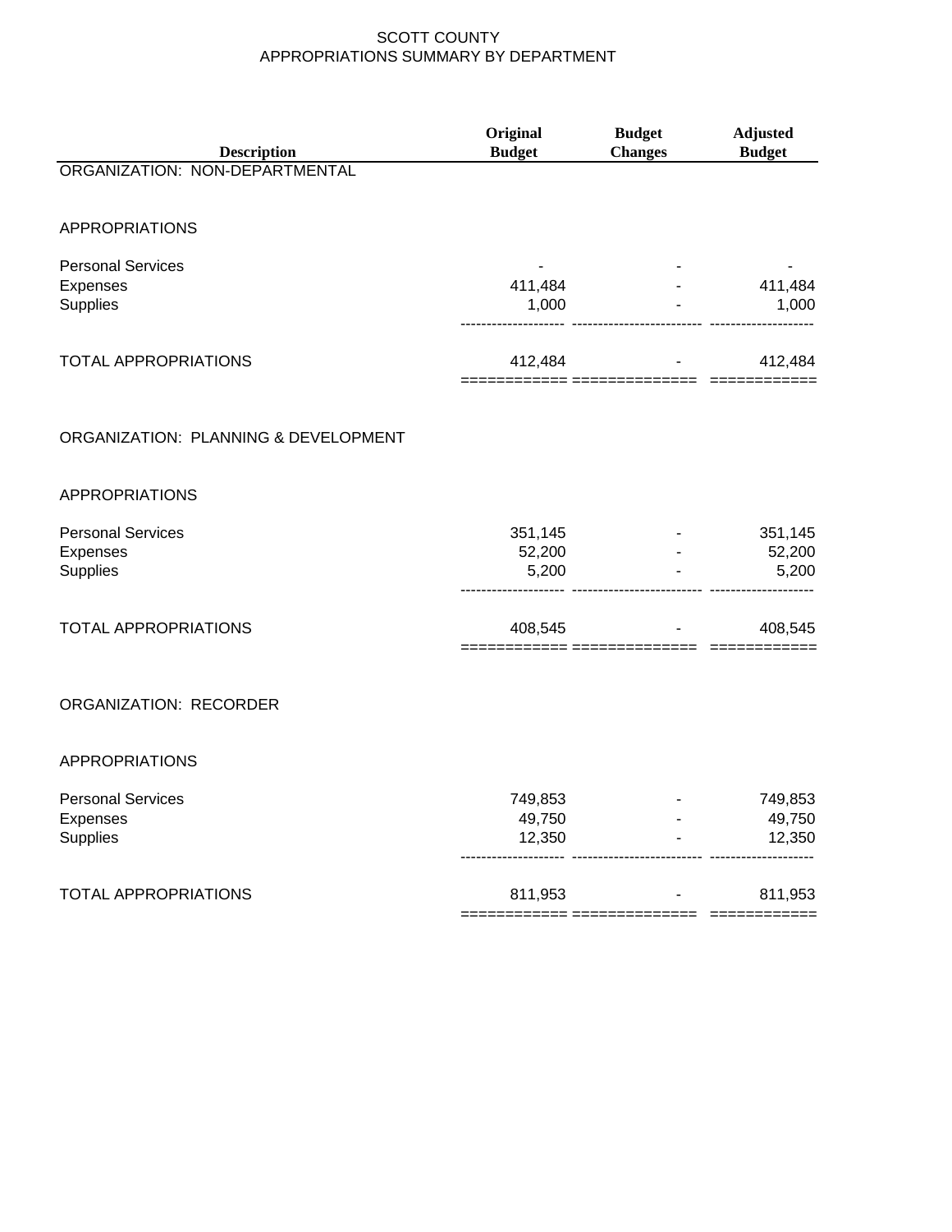SCOTT COUNTY
APPROPRIATIONS SUMMARY BY DEPARTMENT

| Description | Original Budget | Budget Changes | Adjusted Budget |
|---|---|---|---|
| ORGANIZATION: NON-DEPARTMENTAL | | | |
| APPROPRIATIONS | | | |
| Personal Services | - | - | - |
| Expenses | 411,484 | - | 411,484 |
| Supplies | 1,000 | - | 1,000 |
| TOTAL APPROPRIATIONS | 412,484 | - | 412,484 |
| ORGANIZATION: PLANNING & DEVELOPMENT | | | |
| APPROPRIATIONS | | | |
| Personal Services | 351,145 | - | 351,145 |
| Expenses | 52,200 | - | 52,200 |
| Supplies | 5,200 | - | 5,200 |
| TOTAL APPROPRIATIONS | 408,545 | - | 408,545 |
| ORGANIZATION: RECORDER | | | |
| APPROPRIATIONS | | | |
| Personal Services | 749,853 | - | 749,853 |
| Expenses | 49,750 | - | 49,750 |
| Supplies | 12,350 | - | 12,350 |
| TOTAL APPROPRIATIONS | 811,953 | - | 811,953 |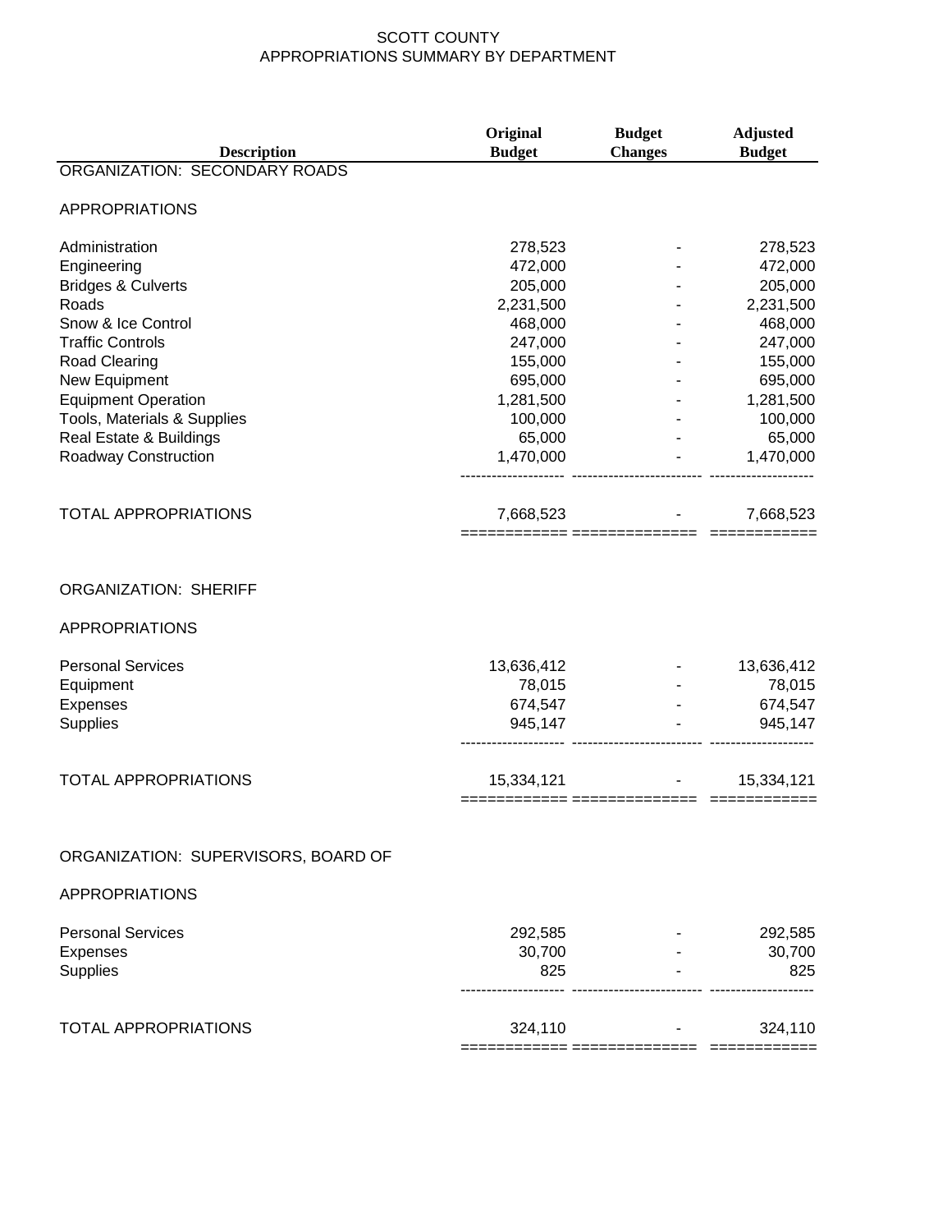# SCOTT COUNTY
## APPROPRIATIONS SUMMARY BY DEPARTMENT

| Description | Original Budget | Budget Changes | Adjusted Budget |
|---|---|---|---|
| **ORGANIZATION: SECONDARY ROADS** | | | |
| APPROPRIATIONS | | | |
| Administration | 278,523 | - | 278,523 |
| Engineering | 472,000 | - | 472,000 |
| Bridges & Culverts | 205,000 | - | 205,000 |
| Roads | 2,231,500 | - | 2,231,500 |
| Snow & Ice Control | 468,000 | - | 468,000 |
| Traffic Controls | 247,000 | - | 247,000 |
| Road Clearing | 155,000 | - | 155,000 |
| New Equipment | 695,000 | - | 695,000 |
| Equipment Operation | 1,281,500 | - | 1,281,500 |
| Tools, Materials & Supplies | 100,000 | - | 100,000 |
| Real Estate & Buildings | 65,000 | - | 65,000 |
| Roadway Construction | 1,470,000 | - | 1,470,000 |
| TOTAL APPROPRIATIONS | 7,668,523 | - | 7,668,523 |
| **ORGANIZATION: SHERIFF** | | | |
| APPROPRIATIONS | | | |
| Personal Services | 13,636,412 | - | 13,636,412 |
| Equipment | 78,015 | - | 78,015 |
| Expenses | 674,547 | - | 674,547 |
| Supplies | 945,147 | - | 945,147 |
| TOTAL APPROPRIATIONS | 15,334,121 | - | 15,334,121 |
| **ORGANIZATION: SUPERVISORS, BOARD OF** | | | |
| APPROPRIATIONS | | | |
| Personal Services | 292,585 | - | 292,585 |
| Expenses | 30,700 | - | 30,700 |
| Supplies | 825 | - | 825 |
| TOTAL APPROPRIATIONS | 324,110 | - | 324,110 |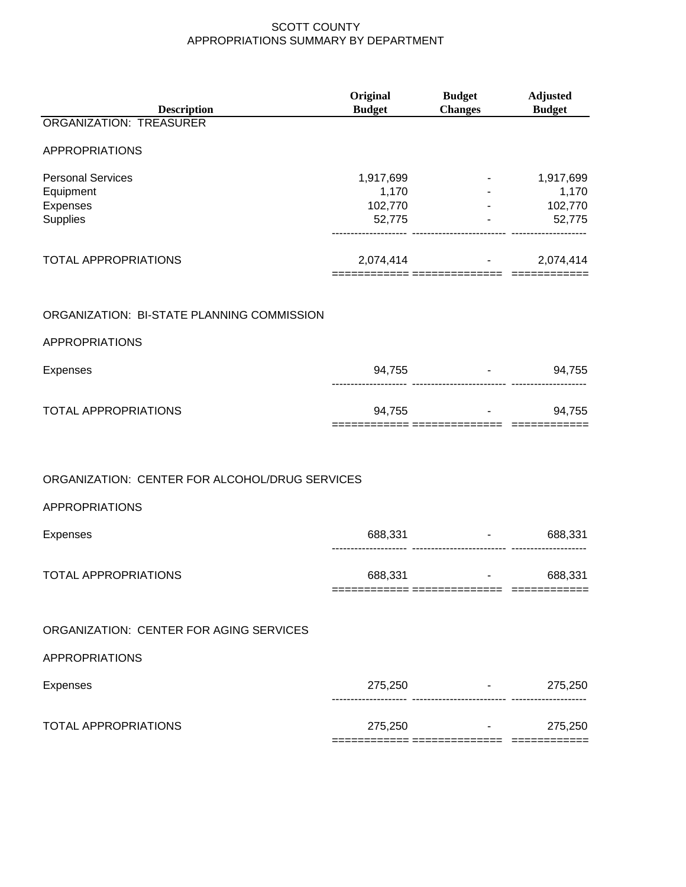SCOTT COUNTY
APPROPRIATIONS SUMMARY BY DEPARTMENT

| Description | Original Budget | Budget Changes | Adjusted Budget |
|---|---|---|---|
| ORGANIZATION: TREASURER | | | |
| APPROPRIATIONS | | | |
| Personal Services | 1,917,699 | - | 1,917,699 |
| Equipment | 1,170 | - | 1,170 |
| Expenses | 102,770 | - | 102,770 |
| Supplies | 52,775 | - | 52,775 |
| TOTAL APPROPRIATIONS | 2,074,414 | - | 2,074,414 |
| ORGANIZATION: BI-STATE PLANNING COMMISSION | | | |
| APPROPRIATIONS | | | |
| Expenses | 94,755 | - | 94,755 |
| TOTAL APPROPRIATIONS | 94,755 | - | 94,755 |
| ORGANIZATION: CENTER FOR ALCOHOL/DRUG SERVICES | | | |
| APPROPRIATIONS | | | |
| Expenses | 688,331 | - | 688,331 |
| TOTAL APPROPRIATIONS | 688,331 | - | 688,331 |
| ORGANIZATION: CENTER FOR AGING SERVICES | | | |
| APPROPRIATIONS | | | |
| Expenses | 275,250 | - | 275,250 |
| TOTAL APPROPRIATIONS | 275,250 | - | 275,250 |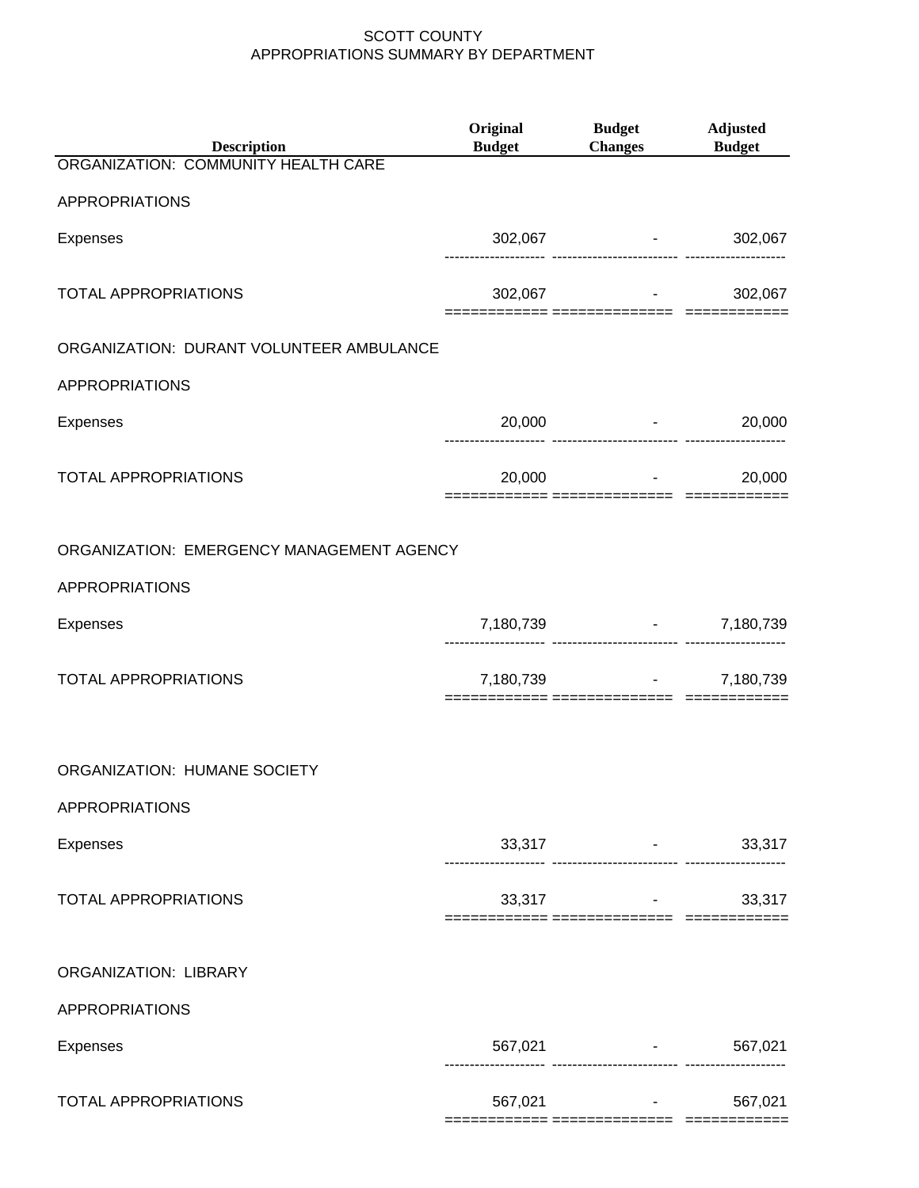# SCOTT COUNTY
## APPROPRIATIONS SUMMARY BY DEPARTMENT

| Description | Original Budget | Budget Changes | Adjusted Budget |
|---|---|---|---|
| ORGANIZATION: COMMUNITY HEALTH CARE | | | |
| APPROPRIATIONS | | | |
| Expenses | 302,067 | - | 302,067 |
| TOTAL APPROPRIATIONS | 302,067 | - | 302,067 |
| ORGANIZATION: DURANT VOLUNTEER AMBULANCE | | | |
| APPROPRIATIONS | | | |
| Expenses | 20,000 | - | 20,000 |
| TOTAL APPROPRIATIONS | 20,000 | - | 20,000 |
| ORGANIZATION: EMERGENCY MANAGEMENT AGENCY | | | |
| APPROPRIATIONS | | | |
| Expenses | 7,180,739 | - | 7,180,739 |
| TOTAL APPROPRIATIONS | 7,180,739 | - | 7,180,739 |
| ORGANIZATION: HUMANE SOCIETY | | | |
| APPROPRIATIONS | | | |
| Expenses | 33,317 | - | 33,317 |
| TOTAL APPROPRIATIONS | 33,317 | - | 33,317 |
| ORGANIZATION: LIBRARY | | | |
| APPROPRIATIONS | | | |
| Expenses | 567,021 | - | 567,021 |
| TOTAL APPROPRIATIONS | 567,021 | - | 567,021 |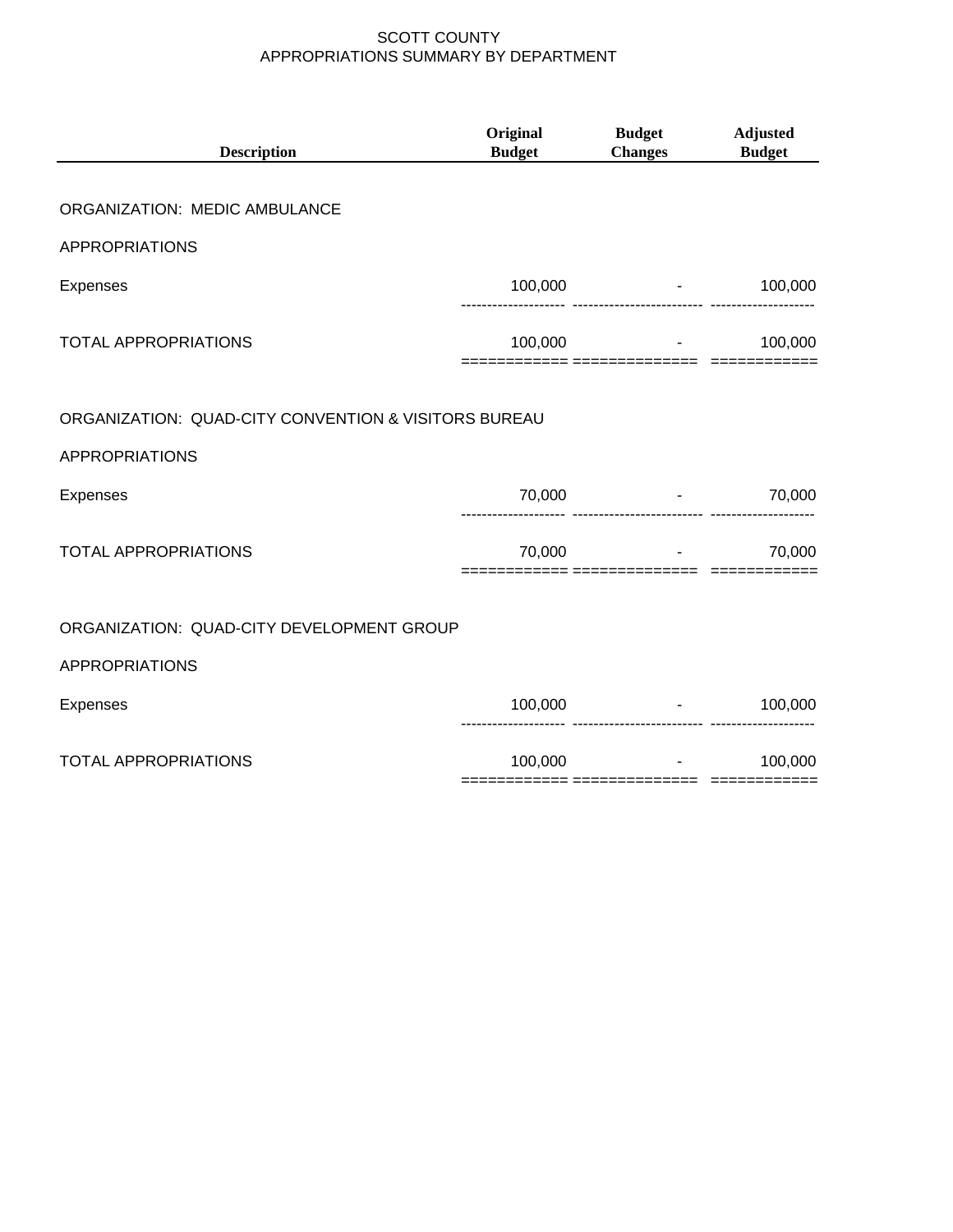# SCOTT COUNTY
## APPROPRIATIONS SUMMARY BY DEPARTMENT

| Description | Original Budget | Budget Changes | Adjusted Budget |
|---|---|---|---|
| ORGANIZATION: MEDIC AMBULANCE | | | |
| APPROPRIATIONS | | | |
| Expenses | 100,000 | - | 100,000 |
| TOTAL APPROPRIATIONS | 100,000 | - | 100,000 |
| ORGANIZATION: QUAD-CITY CONVENTION & VISITORS BUREAU | | | |
| APPROPRIATIONS | | | |
| Expenses | 70,000 | - | 70,000 |
| TOTAL APPROPRIATIONS | 70,000 | - | 70,000 |
| ORGANIZATION: QUAD-CITY DEVELOPMENT GROUP | | | |
| APPROPRIATIONS | | | |
| Expenses | 100,000 | - | 100,000 |
| TOTAL APPROPRIATIONS | 100,000 | - | 100,000 |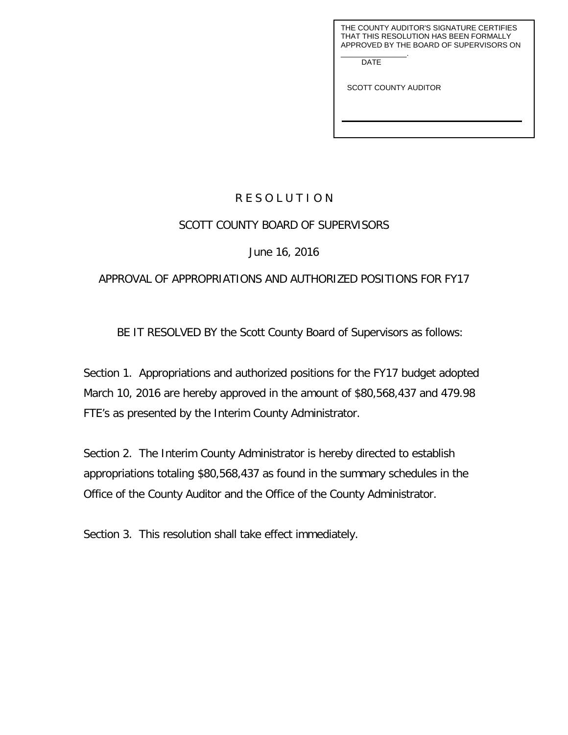THE COUNTY AUDITOR'S SIGNATURE CERTIFIES THAT THIS RESOLUTION HAS BEEN FORMALLY APPROVED BY THE BOARD OF SUPERVISORS ON

_______________.
DATE

SCOTT COUNTY AUDITOR

_______________________________

# R E S O L U T I O N

## SCOTT COUNTY BOARD OF SUPERVISORS

June 16, 2016

## APPROVAL OF APPROPRIATIONS AND AUTHORIZED POSITIONS FOR FY17

BE IT RESOLVED BY the Scott County Board of Supervisors as follows:

Section 1. Appropriations and authorized positions for the FY17 budget adopted March 10, 2016 are hereby approved in the amount of $80,568,437 and 479.98 FTE's as presented by the Interim County Administrator.

Section 2. The Interim County Administrator is hereby directed to establish appropriations totaling $80,568,437 as found in the summary schedules in the Office of the County Auditor and the Office of the County Administrator.

Section 3. This resolution shall take effect immediately.